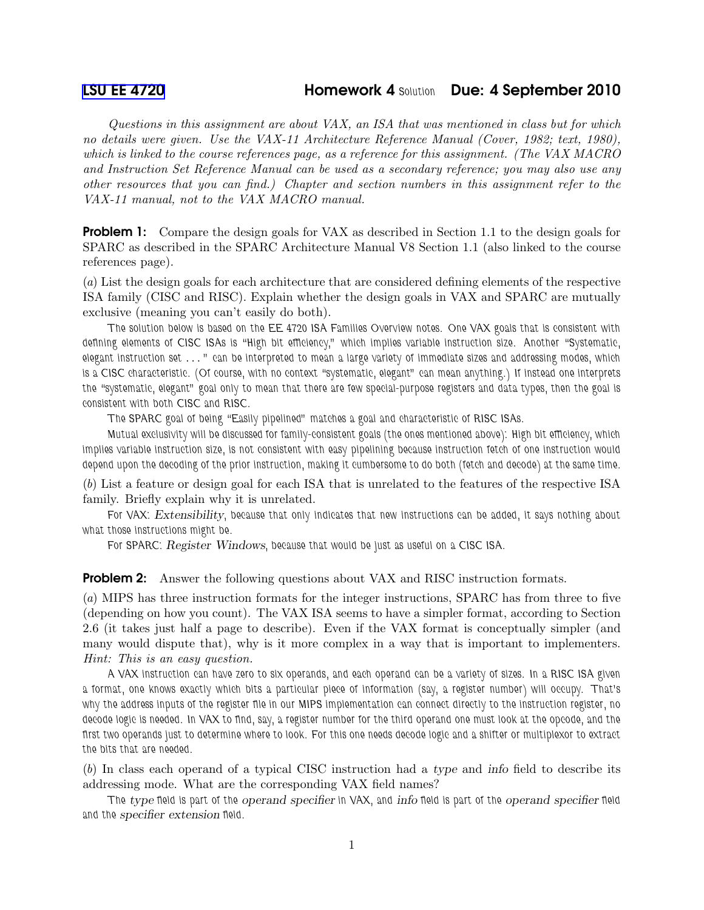# LSU EE 4720 Homework 4 *Solution* Due: 4 September 2010

*Questions in this assignment are about VAX, an ISA that was mentioned in class but for which no details were given. Use the VAX-11 Architecture Reference Manual (Cover, 1982; text, 1980), which is linked to the course references page, as a reference for this assignment. (The VAX MACRO and Instruction Set Reference Manual can be used as a secondary reference; you may also use any other resources that you can find.) Chapter and section numbers in this assignment refer to the VAX-11 manual, not to the VAX MACRO manual.*

**Problem 1:** Compare the design goals for VAX as described in Section 1.1 to the design goals for SPARC as described in the SPARC Architecture Manual V8 Section 1.1 (also linked to the course references page).

(*a*) List the design goals for each architecture that are considered defining elements of the respective ISA family (CISC and RISC). Explain whether the design goals in VAX and SPARC are mutually exclusive (meaning you can't easily do both).

The solution below is based on the EE 4720 ISA Families Overview notes. One VAX goals that is consistent with defining elements of CISC ISAs is "High bit efficiency," which implies variable instruction size. Another "Systematic, elegant instruction set ..." can be interpreted to mean a large variety of immediate sizes and addressing modes, which is a CISC characteristic. (Of course, with no context "systematic, elegant" can mean anything.) If instead one interprets the "systematic, elegant" goal only to mean that there are few special-purpose registers and data types, then the goal is consistent with both CISC and RISC.

The SPARC goal of being "Easily pipelined" matches a goal and characteristic of RISC ISAs.

Mutual exclusivity will be discussed for family-consistent goals (the ones mentioned above): High bit efficiency, which implies variable instruction size, is not consistent with easy pipelining because instruction fetch of one instruction would depend upon the decoding of the prior instruction, making it cumbersome to do both (fetch and decode) at the same time.

(*b*) List a feature or design goal for each ISA that is unrelated to the features of the respective ISA family. Briefly explain why it is unrelated.

For VAX: *Extensibility*, because that only indicates that new instructions can be added, it says nothing about what those instructions might be.

For SPARC: *Register Windows*, because that would be just as useful on a CISC ISA.

**Problem 2:** Answer the following questions about VAX and RISC instruction formats.

(*a*) MIPS has three instruction formats for the integer instructions, SPARC has from three to five (depending on how you count). The VAX ISA seems to have a simpler format, according to Section 2.6 (it takes just half a page to describe). Even if the VAX format is conceptually simpler (and many would dispute that), why is it more complex in a way that is important to implementers. *Hint: This is an easy question.*

A VAX instruction can have zero to six operands, and each operand can be a variety of sizes. In a RISC ISA given a format, one knows exactly which bits a particular piece of information (say, a register number) will occupy. That's why the address inputs of the register file in our MIPS implementation can connect directly to the instruction register, no decode logic is needed. In VAX to find, say, a register number for the third operand one must look at the opcode, and the first two operands just to determine where to look. For this one needs decode logic and a shifter or multiplexor to extract the bits that are needed.

(*b*) In class each operand of a typical CISC instruction had a *type* and *info* field to describe its addressing mode. What are the corresponding VAX field names?

The *type* field is part of the *operand specifier* in VAX, and *info* field is part of the *operand specifier* field and the *specifier extension* field.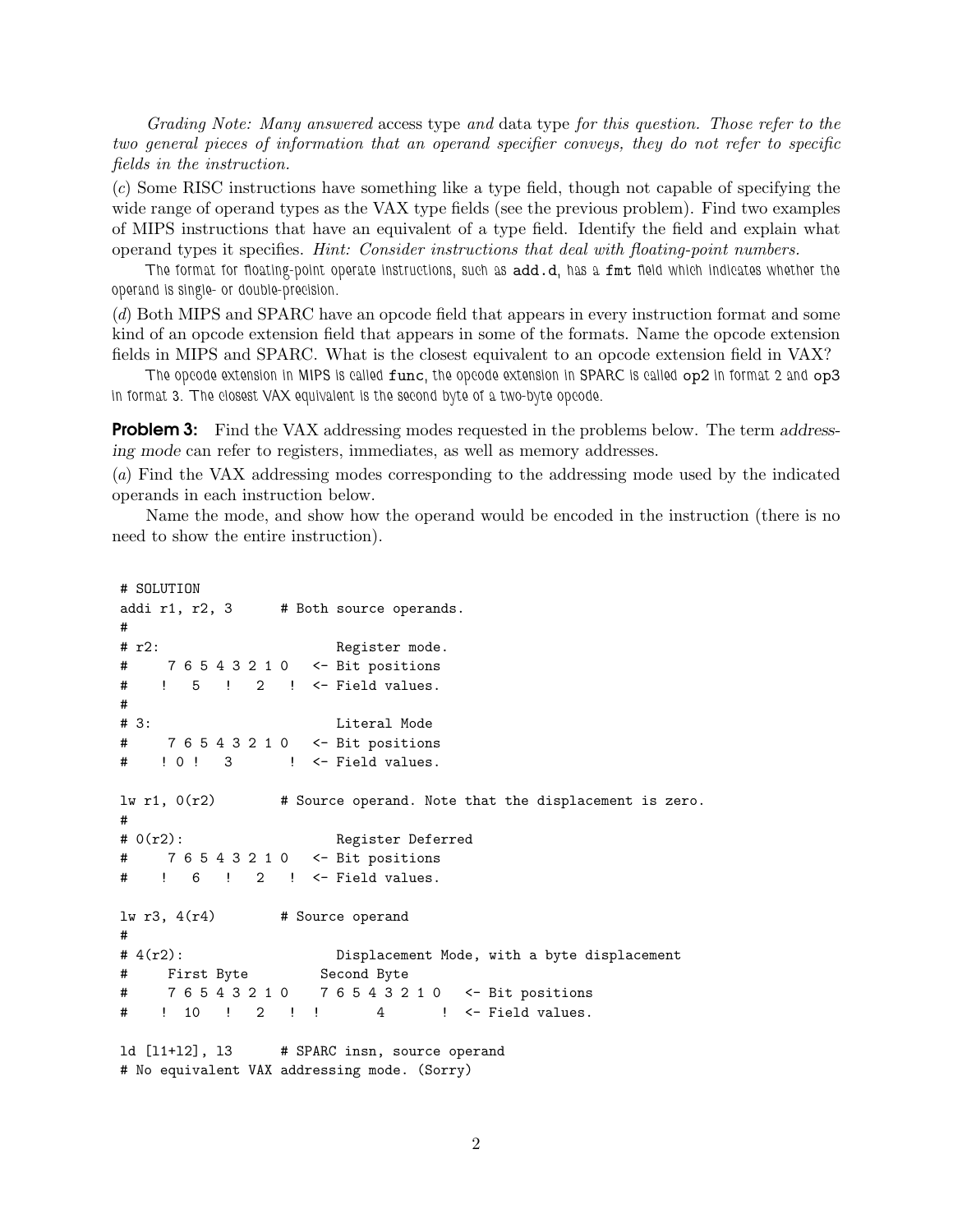*Grading Note: Many answered* access type *and* data type *for this question. Those refer to the two general pieces of information that an operand specifier conveys, they do not refer to specific fields in the instruction.*

(*c*) Some RISC instructions have something like a type field, though not capable of specifying the wide range of operand types as the VAX type fields (see the previous problem). Find two examples of MIPS instructions that have an equivalent of a type field. Identify the field and explain what operand types it specifies. *Hint: Consider instructions that deal with floating-point numbers.*

The format for floating-point operate instructions, such as `add.d`, has a `fmt` field which indicates whether the operand is single- or double-precision.

(*d*) Both MIPS and SPARC have an opcode field that appears in every instruction format and some kind of an opcode extension field that appears in some of the formats. Name the opcode extension fields in MIPS and SPARC. What is the closest equivalent to an opcode extension field in VAX?

The opcode extension in MIPS is called `func`, the opcode extension in SPARC is called `op2` in format 2 and `op3` in format 3. The closest VAX equivalent is the second byte of a two-byte opcode.

**Problem 3:** Find the VAX addressing modes requested in the problems below. The term *addressing mode* can refer to registers, immediates, as well as memory addresses.

(*a*) Find the VAX addressing modes corresponding to the addressing mode used by the indicated operands in each instruction below.

Name the mode, and show how the operand would be encoded in the instruction (there is no need to show the entire instruction).

```
# SOLUTION
addi r1, r2, 3      # Both source operands.
#
# r2:                     Register mode.
#     7 6 5 4 3 2 1 0   <- Bit positions
#    !   5   !   2   !  <- Field values.
#
# 3:                      Literal Mode
#     7 6 5 4 3 2 1 0   <- Bit positions
#    ! 0 !   3       !  <- Field values.

lw r1, 0(r2)        # Source operand. Note that the displacement is zero.
#
# 0(r2):                  Register Deferred
#     7 6 5 4 3 2 1 0   <- Bit positions
#    !   6   !   2   !  <- Field values.

lw r3, 4(r4)        # Source operand
#
# 4(r2):                  Displacement Mode, with a byte displacement
#     First Byte         Second Byte
#     7 6 5 4 3 2 1 0    7 6 5 4 3 2 1 0   <- Bit positions
#    !  10   !   2   ! !       4       !  <- Field values.

ld [l1+l2], l3      # SPARC insn, source operand
# No equivalent VAX addressing mode. (Sorry)
```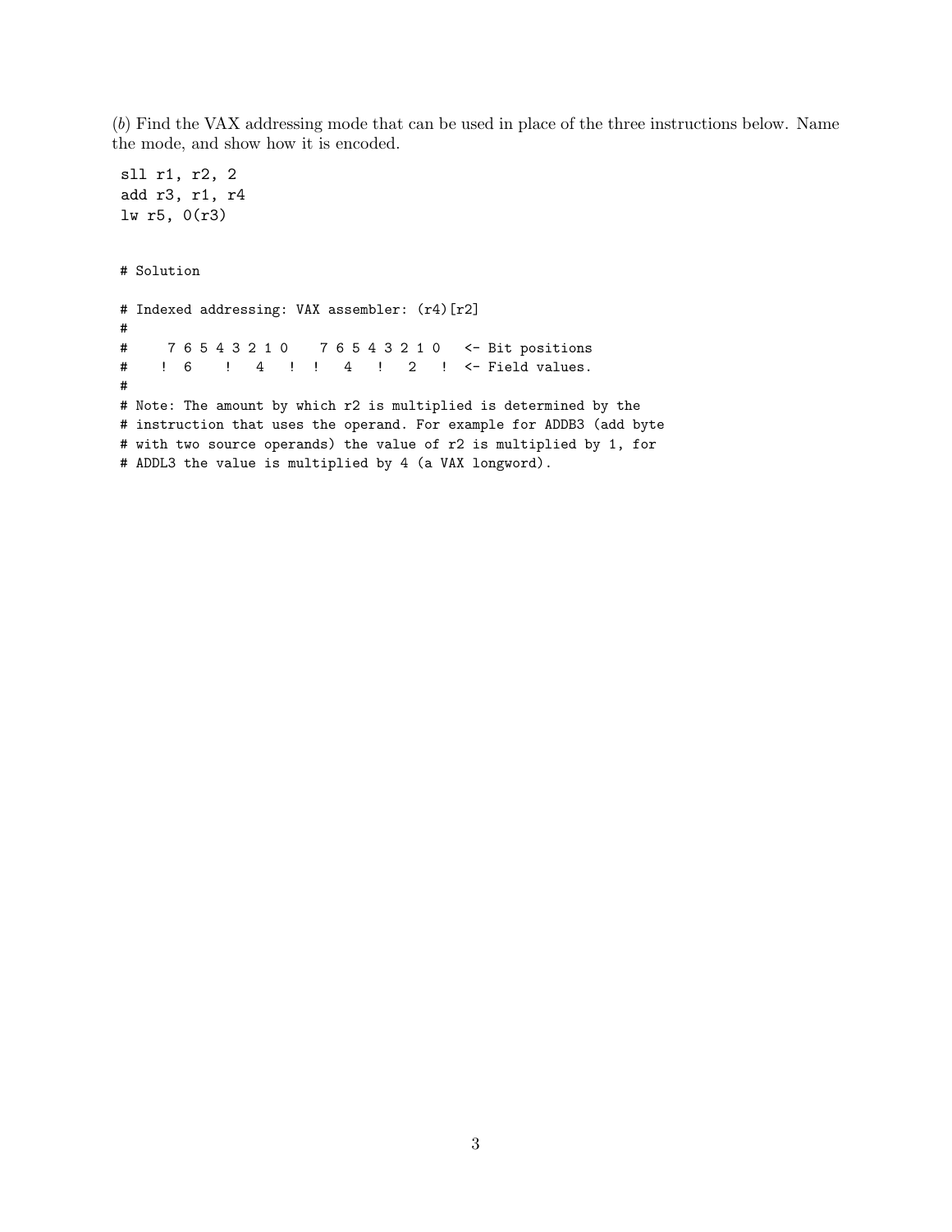(*b*) Find the VAX addressing mode that can be used in place of the three instructions below. Name the mode, and show how it is encoded.

```
sll r1, r2, 2
add r3, r1, r4
lw r5, 0(r3)
```

```
# Solution

# Indexed addressing: VAX assembler: (r4)[r2]
#
#     7 6 5 4 3 2 1 0    7 6 5 4 3 2 1 0   <- Bit positions
#    ! 6    !   4   ! !   4   !   2   !  <- Field values.
#
# Note: The amount by which r2 is multiplied is determined by the
# instruction that uses the operand. For example for ADDB3 (add byte
# with two source operands) the value of r2 is multiplied by 1, for
# ADDL3 the value is multiplied by 4 (a VAX longword).
```